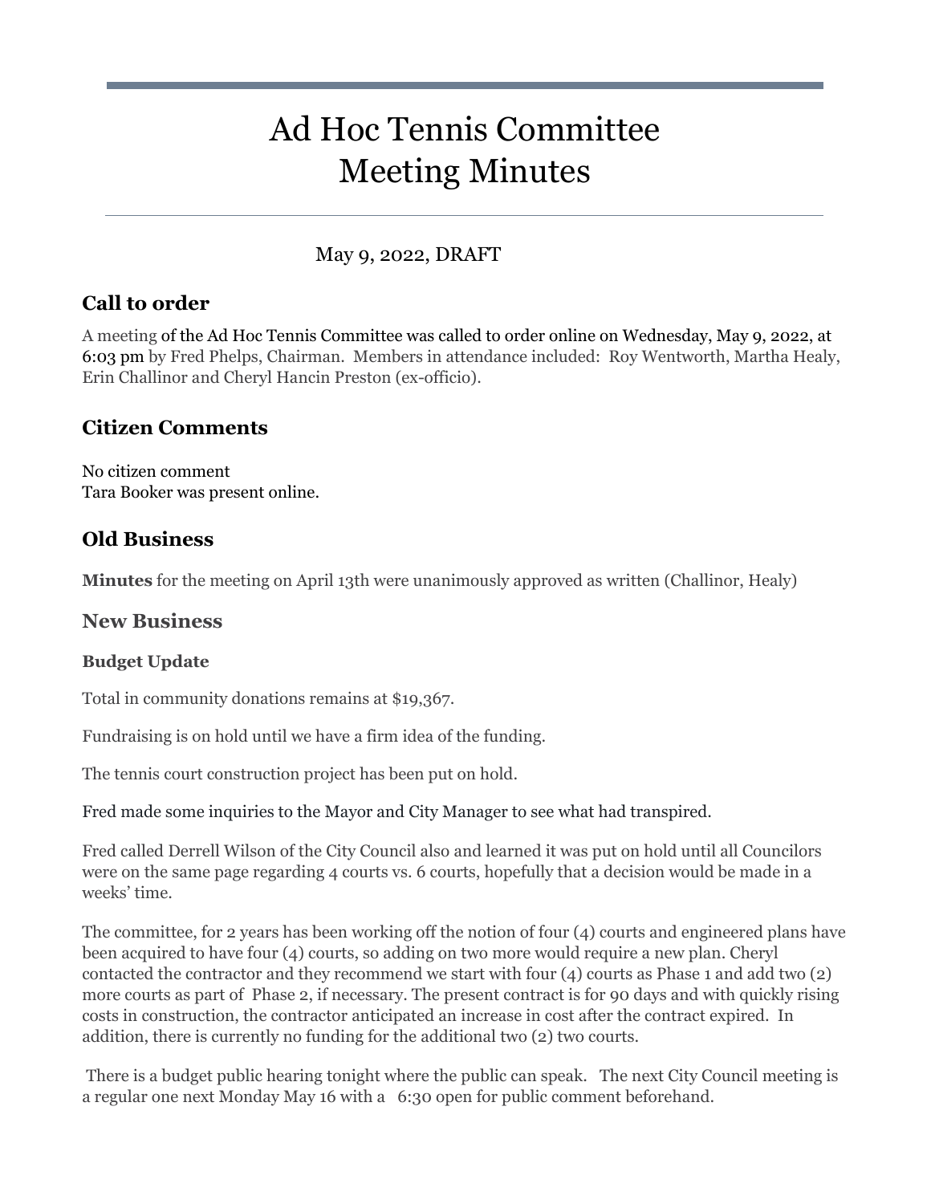# Ad Hoc Tennis Committee
# Meeting Minutes

May 9, 2022, DRAFT

## Call to order

A meeting of the Ad Hoc Tennis Committee was called to order online on Wednesday, May 9, 2022, at 6:03 pm by Fred Phelps, Chairman. Members in attendance included: Roy Wentworth, Martha Healy, Erin Challinor and Cheryl Hancin Preston (ex-officio).

## Citizen Comments

No citizen comment
Tara Booker was present online.

## Old Business

**Minutes** for the meeting on April 13th were unanimously approved as written (Challinor, Healy)

## New Business

### Budget Update

Total in community donations remains at $19,367.

Fundraising is on hold until we have a firm idea of the funding.

The tennis court construction project has been put on hold.

Fred made some inquiries to the Mayor and City Manager to see what had transpired.

Fred called Derrell Wilson of the City Council also and learned it was put on hold until all Councilors were on the same page regarding 4 courts vs. 6 courts, hopefully that a decision would be made in a weeks' time.

The committee, for 2 years has been working off the notion of four (4) courts and engineered plans have been acquired to have four (4) courts, so adding on two more would require a new plan. Cheryl contacted the contractor and they recommend we start with four (4) courts as Phase 1 and add two (2) more courts as part of Phase 2, if necessary. The present contract is for 90 days and with quickly rising costs in construction, the contractor anticipated an increase in cost after the contract expired. In addition, there is currently no funding for the additional two (2) two courts.

There is a budget public hearing tonight where the public can speak. The next City Council meeting is a regular one next Monday May 16 with a 6:30 open for public comment beforehand.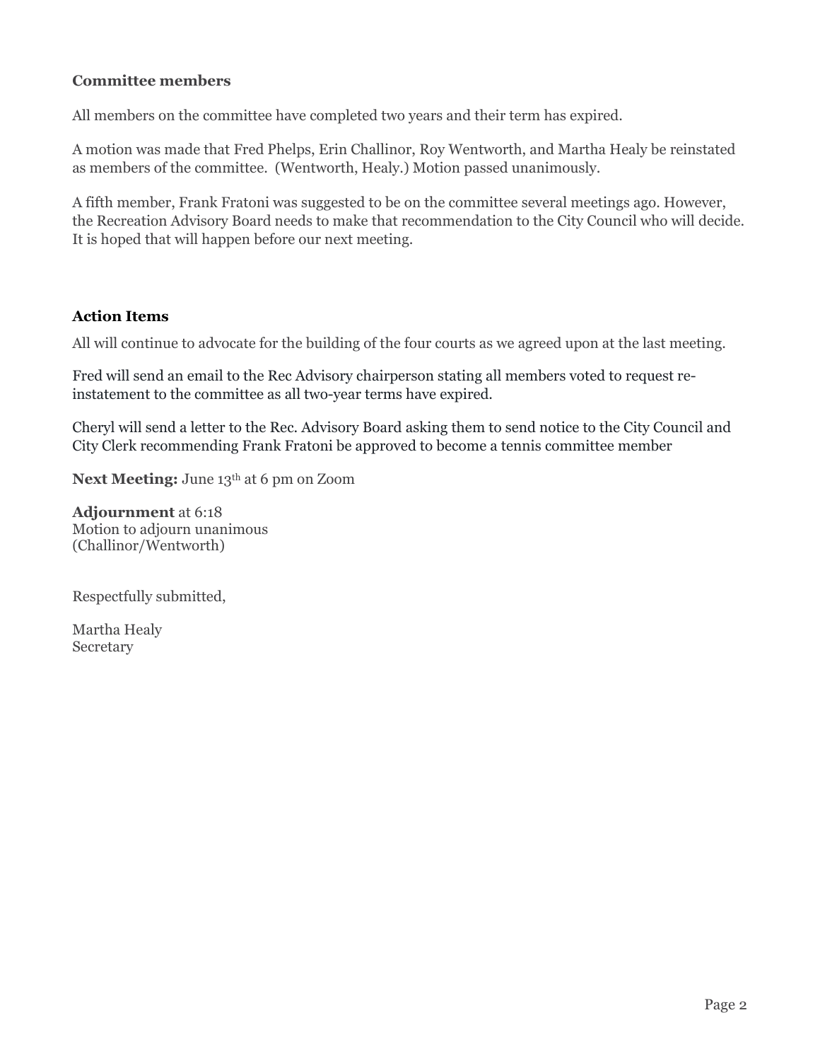**Committee members**

All members on the committee have completed two years and their term has expired.

A motion was made that Fred Phelps, Erin Challinor, Roy Wentworth, and Martha Healy be reinstated as members of the committee. (Wentworth, Healy.) Motion passed unanimously.

A fifth member, Frank Fratoni was suggested to be on the committee several meetings ago. However, the Recreation Advisory Board needs to make that recommendation to the City Council who will decide. It is hoped that will happen before our next meeting.

**Action Items**

All will continue to advocate for the building of the four courts as we agreed upon at the last meeting.

Fred will send an email to the Rec Advisory chairperson stating all members voted to request re-instatement to the committee as all two-year terms have expired.

Cheryl will send a letter to the Rec. Advisory Board asking them to send notice to the City Council and City Clerk recommending Frank Fratoni be approved to become a tennis committee member

**Next Meeting:** June 13th at 6 pm on Zoom

**Adjournment** at 6:18
Motion to adjourn unanimous
(Challinor/Wentworth)

Respectfully submitted,

Martha Healy
Secretary